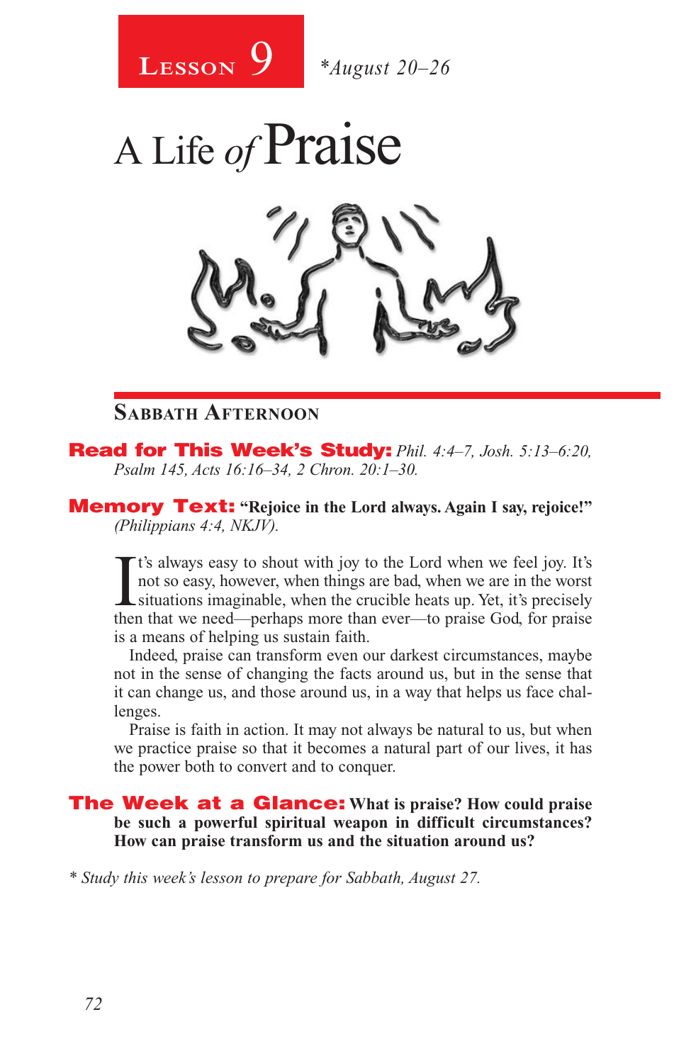# Lesson 9 *August 20–26

# A Life of Praise

## Sabbath Afternoon

**Read for This Week's Study:** *Phil. 4:4–7, Josh. 5:13–6:20, Psalm 145, Acts 16:16–34, 2 Chron. 20:1–30.*

**Memory Text:** **"Rejoice in the Lord always. Again I say, rejoice!"** *(Philippians 4:4, NKJV).*

It's always easy to shout with joy to the Lord when we feel joy. It's not so easy, however, when things are bad, when we are in the worst situations imaginable, when the crucible heats up. Yet, it's precisely then that we need—perhaps more than ever—to praise God, for praise is a means of helping us sustain faith.

Indeed, praise can transform even our darkest circumstances, maybe not in the sense of changing the facts around us, but in the sense that it can change us, and those around us, in a way that helps us face challenges.

Praise is faith in action. It may not always be natural to us, but when we practice praise so that it becomes a natural part of our lives, it has the power both to convert and to conquer.

**The Week at a Glance:** **What is praise? How could praise be such a powerful spiritual weapon in difficult circumstances? How can praise transform us and the situation around us?**

*\* Study this week's lesson to prepare for Sabbath, August 27.*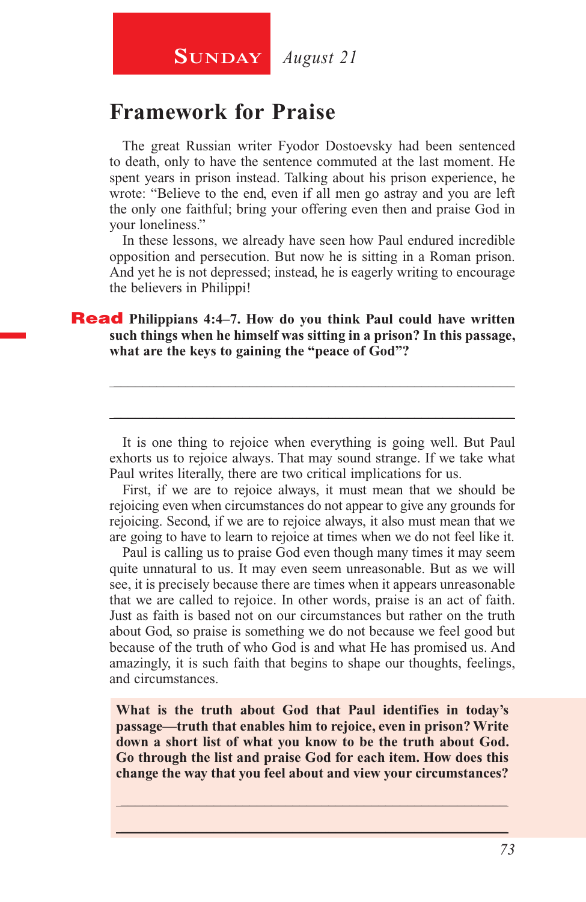**SUNDAY** *August 21*

# Framework for Praise

The great Russian writer Fyodor Dostoevsky had been sentenced to death, only to have the sentence commuted at the last moment. He spent years in prison instead. Talking about his prison experience, he wrote: "Believe to the end, even if all men go astray and you are left the only one faithful; bring your offering even then and praise God in your loneliness."

In these lessons, we already have seen how Paul endured incredible opposition and persecution. But now he is sitting in a Roman prison. And yet he is not depressed; instead, he is eagerly writing to encourage the believers in Philippi!

**Read Philippians 4:4–7. How do you think Paul could have written such things when he himself was sitting in a prison? In this passage, what are the keys to gaining the "peace of God"?**

_______________________________________________________________

_______________________________________________________________

It is one thing to rejoice when everything is going well. But Paul exhorts us to rejoice always. That may sound strange. If we take what Paul writes literally, there are two critical implications for us.

First, if we are to rejoice always, it must mean that we should be rejoicing even when circumstances do not appear to give any grounds for rejoicing. Second, if we are to rejoice always, it also must mean that we are going to have to learn to rejoice at times when we do not feel like it.

Paul is calling us to praise God even though many times it may seem quite unnatural to us. It may even seem unreasonable. But as we will see, it is precisely because there are times when it appears unreasonable that we are called to rejoice. In other words, praise is an act of faith. Just as faith is based not on our circumstances but rather on the truth about God, so praise is something we do not because we feel good but because of the truth of who God is and what He has promised us. And amazingly, it is such faith that begins to shape our thoughts, feelings, and circumstances.

**What is the truth about God that Paul identifies in today's passage—truth that enables him to rejoice, even in prison? Write down a short list of what you know to be the truth about God. Go through the list and praise God for each item. How does this change the way that you feel about and view your circumstances?**

_______________________________________________________________

_______________________________________________________________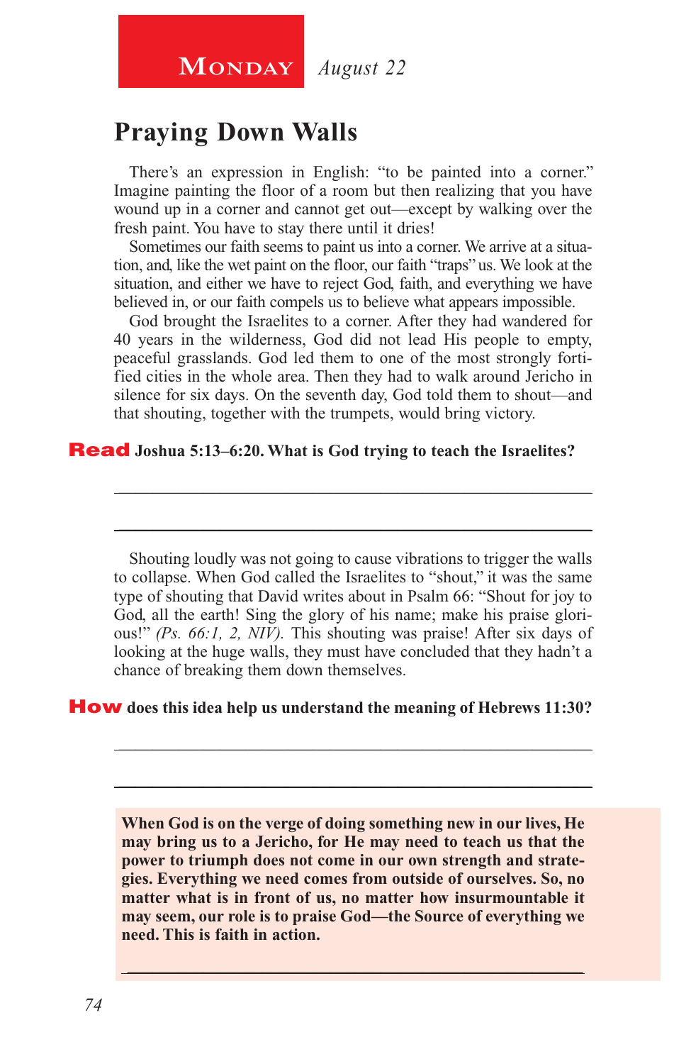**Monday** *August 22*

# Praying Down Walls

There's an expression in English: "to be painted into a corner." Imagine painting the floor of a room but then realizing that you have wound up in a corner and cannot get out—except by walking over the fresh paint. You have to stay there until it dries!

Sometimes our faith seems to paint us into a corner. We arrive at a situation, and, like the wet paint on the floor, our faith "traps" us. We look at the situation, and either we have to reject God, faith, and everything we have believed in, or our faith compels us to believe what appears impossible.

God brought the Israelites to a corner. After they had wandered for 40 years in the wilderness, God did not lead His people to empty, peaceful grasslands. God led them to one of the most strongly fortified cities in the whole area. Then they had to walk around Jericho in silence for six days. On the seventh day, God told them to shout—and that shouting, together with the trumpets, would bring victory.

**Read Joshua 5:13–6:20. What is God trying to teach the Israelites?**

_______________________________________________________________

_______________________________________________________________

Shouting loudly was not going to cause vibrations to trigger the walls to collapse. When God called the Israelites to "shout," it was the same type of shouting that David writes about in Psalm 66: "Shout for joy to God, all the earth! Sing the glory of his name; make his praise glorious!" *(Ps. 66:1, 2, NIV).* This shouting was praise! After six days of looking at the huge walls, they must have concluded that they hadn't a chance of breaking them down themselves.

**How does this idea help us understand the meaning of Hebrews 11:30?**

_______________________________________________________________

_______________________________________________________________

**When God is on the verge of doing something new in our lives, He may bring us to a Jericho, for He may need to teach us that the power to triumph does not come in our own strength and strategies. Everything we need comes from outside of ourselves. So, no matter what is in front of us, no matter how insurmountable it may seem, our role is to praise God—the Source of everything we need. This is faith in action.**

_______________________________________________________________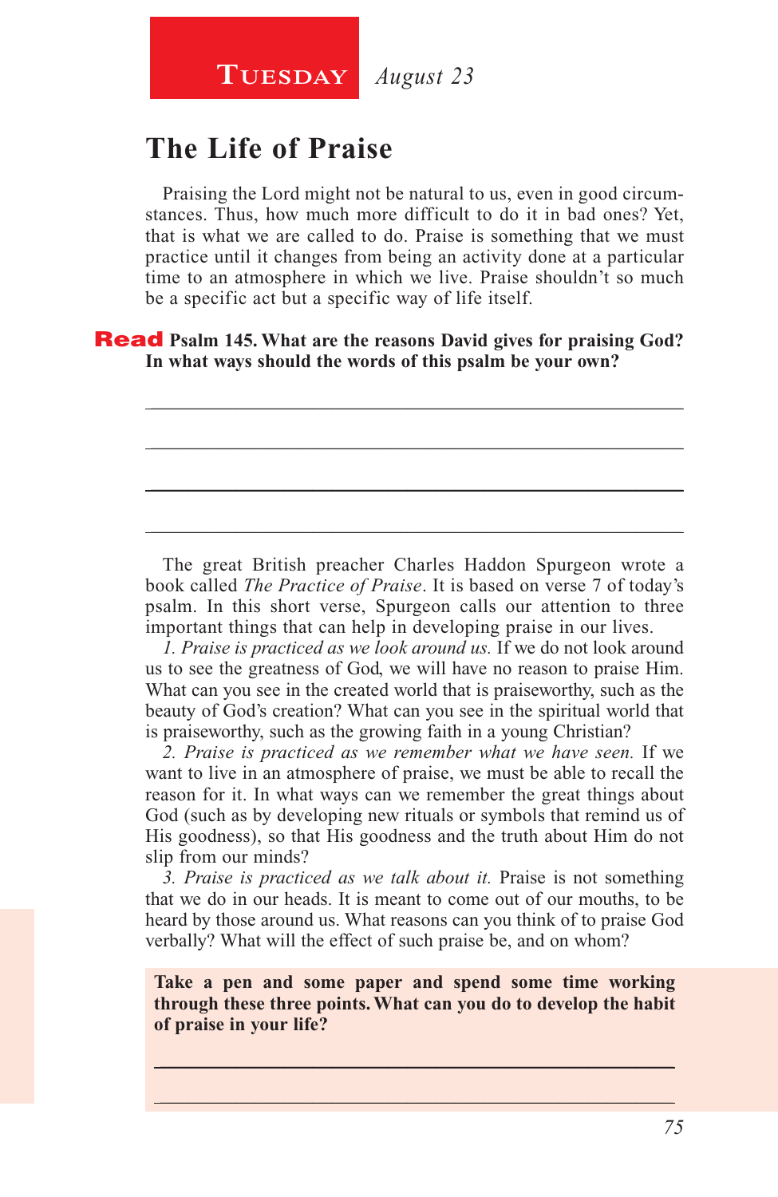**TUESDAY** *August 23*

## The Life of Praise

Praising the Lord might not be natural to us, even in good circumstances. Thus, how much more difficult to do it in bad ones? Yet, that is what we are called to do. Praise is something that we must practice until it changes from being an activity done at a particular time to an atmosphere in which we live. Praise shouldn't so much be a specific act but a specific way of life itself.

**Read Psalm 145. What are the reasons David gives for praising God? In what ways should the words of this psalm be your own?**

_______________________________________________

_______________________________________________

_______________________________________________

_______________________________________________

The great British preacher Charles Haddon Spurgeon wrote a book called *The Practice of Praise*. It is based on verse 7 of today's psalm. In this short verse, Spurgeon calls our attention to three important things that can help in developing praise in our lives.

*1. Praise is practiced as we look around us.* If we do not look around us to see the greatness of God, we will have no reason to praise Him. What can you see in the created world that is praiseworthy, such as the beauty of God's creation? What can you see in the spiritual world that is praiseworthy, such as the growing faith in a young Christian?

*2. Praise is practiced as we remember what we have seen.* If we want to live in an atmosphere of praise, we must be able to recall the reason for it. In what ways can we remember the great things about God (such as by developing new rituals or symbols that remind us of His goodness), so that His goodness and the truth about Him do not slip from our minds?

*3. Praise is practiced as we talk about it.* Praise is not something that we do in our heads. It is meant to come out of our mouths, to be heard by those around us. What reasons can you think of to praise God verbally? What will the effect of such praise be, and on whom?

**Take a pen and some paper and spend some time working through these three points. What can you do to develop the habit of praise in your life?**

_______________________________________________

_______________________________________________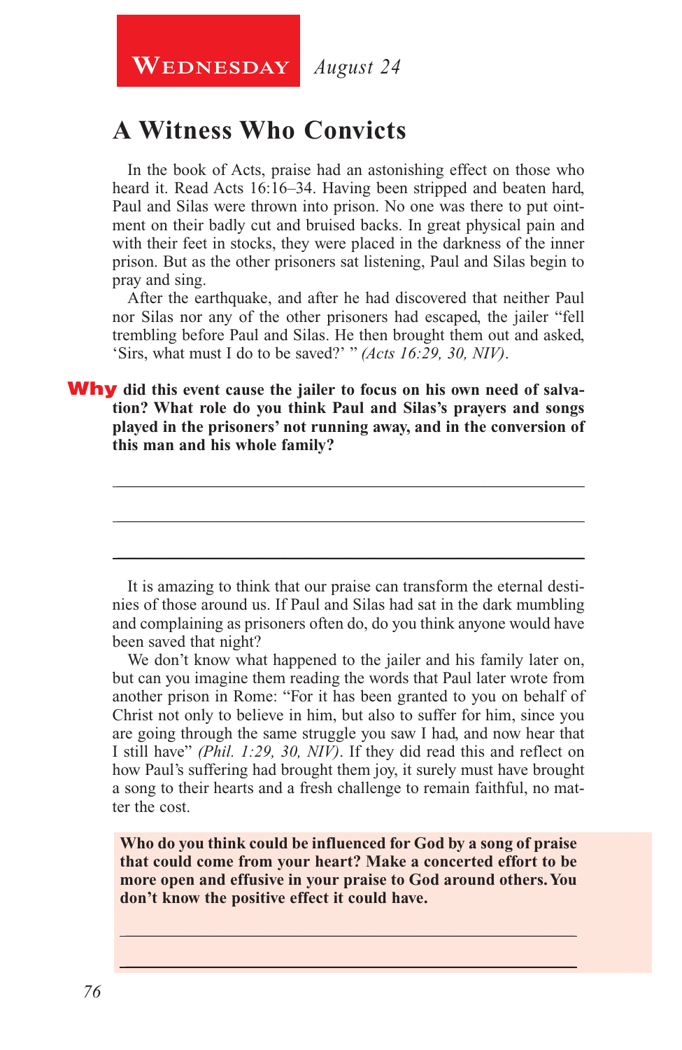**Wednesday** *August 24*

## A Witness Who Convicts

In the book of Acts, praise had an astonishing effect on those who heard it. Read Acts 16:16–34. Having been stripped and beaten hard, Paul and Silas were thrown into prison. No one was there to put ointment on their badly cut and bruised backs. In great physical pain and with their feet in stocks, they were placed in the darkness of the inner prison. But as the other prisoners sat listening, Paul and Silas begin to pray and sing.

After the earthquake, and after he had discovered that neither Paul nor Silas nor any of the other prisoners had escaped, the jailer "fell trembling before Paul and Silas. He then brought them out and asked, 'Sirs, what must I do to be saved?' " *(Acts 16:29, 30, NIV)*.

**Why did this event cause the jailer to focus on his own need of salvation? What role do you think Paul and Silas's prayers and songs played in the prisoners' not running away, and in the conversion of this man and his whole family?**

_______________________________________________

_______________________________________________

_______________________________________________

It is amazing to think that our praise can transform the eternal destinies of those around us. If Paul and Silas had sat in the dark mumbling and complaining as prisoners often do, do you think anyone would have been saved that night?

We don't know what happened to the jailer and his family later on, but can you imagine them reading the words that Paul later wrote from another prison in Rome: "For it has been granted to you on behalf of Christ not only to believe in him, but also to suffer for him, since you are going through the same struggle you saw I had, and now hear that I still have" *(Phil. 1:29, 30, NIV)*. If they did read this and reflect on how Paul's suffering had brought them joy, it surely must have brought a song to their hearts and a fresh challenge to remain faithful, no matter the cost.

**Who do you think could be influenced for God by a song of praise that could come from your heart? Make a concerted effort to be more open and effusive in your praise to God around others. You don't know the positive effect it could have.**

_______________________________________________

_______________________________________________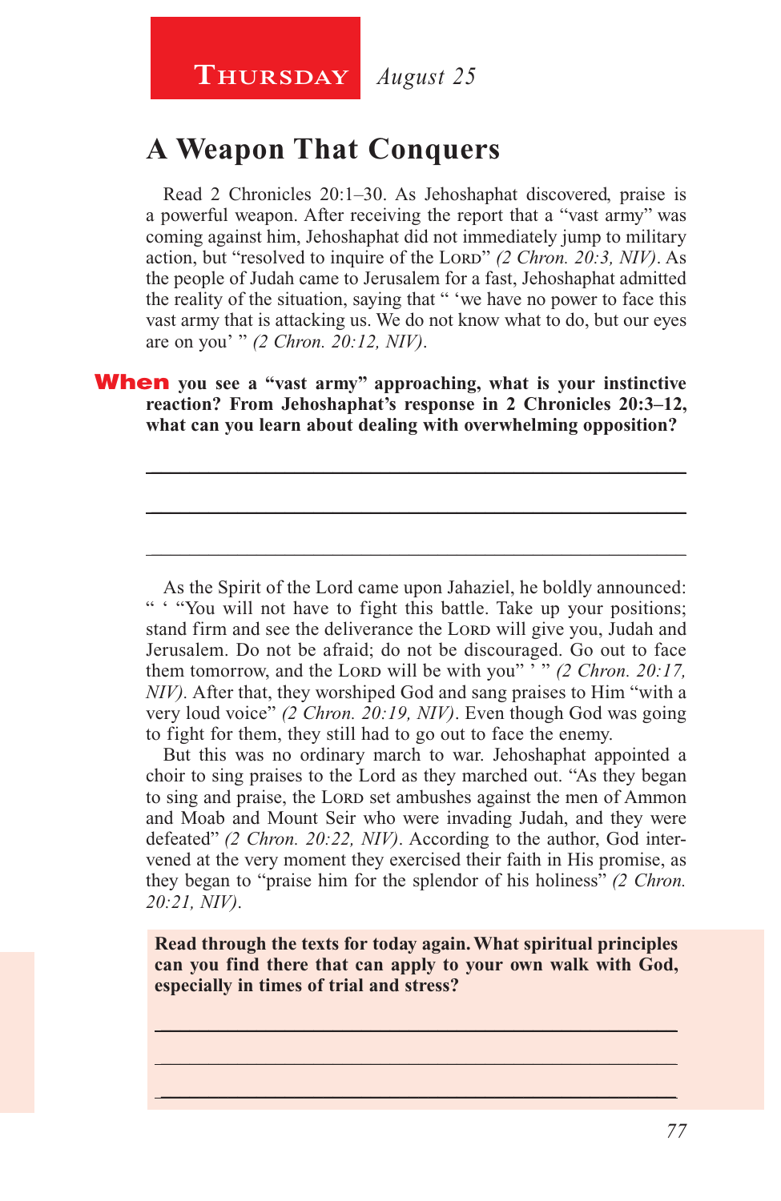**Thursday** *August 25*

## A Weapon That Conquers

Read 2 Chronicles 20:1–30. As Jehoshaphat discovered, praise is a powerful weapon. After receiving the report that a "vast army" was coming against him, Jehoshaphat did not immediately jump to military action, but "resolved to inquire of the Lord" *(2 Chron. 20:3, NIV)*. As the people of Judah came to Jerusalem for a fast, Jehoshaphat admitted the reality of the situation, saying that " 'we have no power to face this vast army that is attacking us. We do not know what to do, but our eyes are on you' " *(2 Chron. 20:12, NIV)*.

**When you see a "vast army" approaching, what is your instinctive reaction? From Jehoshaphat's response in 2 Chronicles 20:3–12, what can you learn about dealing with overwhelming opposition?**

As the Spirit of the Lord came upon Jahaziel, he boldly announced: " ' "You will not have to fight this battle. Take up your positions; stand firm and see the deliverance the Lord will give you, Judah and Jerusalem. Do not be afraid; do not be discouraged. Go out to face them tomorrow, and the Lord will be with you" ' " *(2 Chron. 20:17, NIV)*. After that, they worshiped God and sang praises to Him "with a very loud voice" *(2 Chron. 20:19, NIV)*. Even though God was going to fight for them, they still had to go out to face the enemy.

But this was no ordinary march to war. Jehoshaphat appointed a choir to sing praises to the Lord as they marched out. "As they began to sing and praise, the Lord set ambushes against the men of Ammon and Moab and Mount Seir who were invading Judah, and they were defeated" *(2 Chron. 20:22, NIV)*. According to the author, God intervened at the very moment they exercised their faith in His promise, as they began to "praise him for the splendor of his holiness" *(2 Chron. 20:21, NIV)*.

**Read through the texts for today again. What spiritual principles can you find there that can apply to your own walk with God, especially in times of trial and stress?**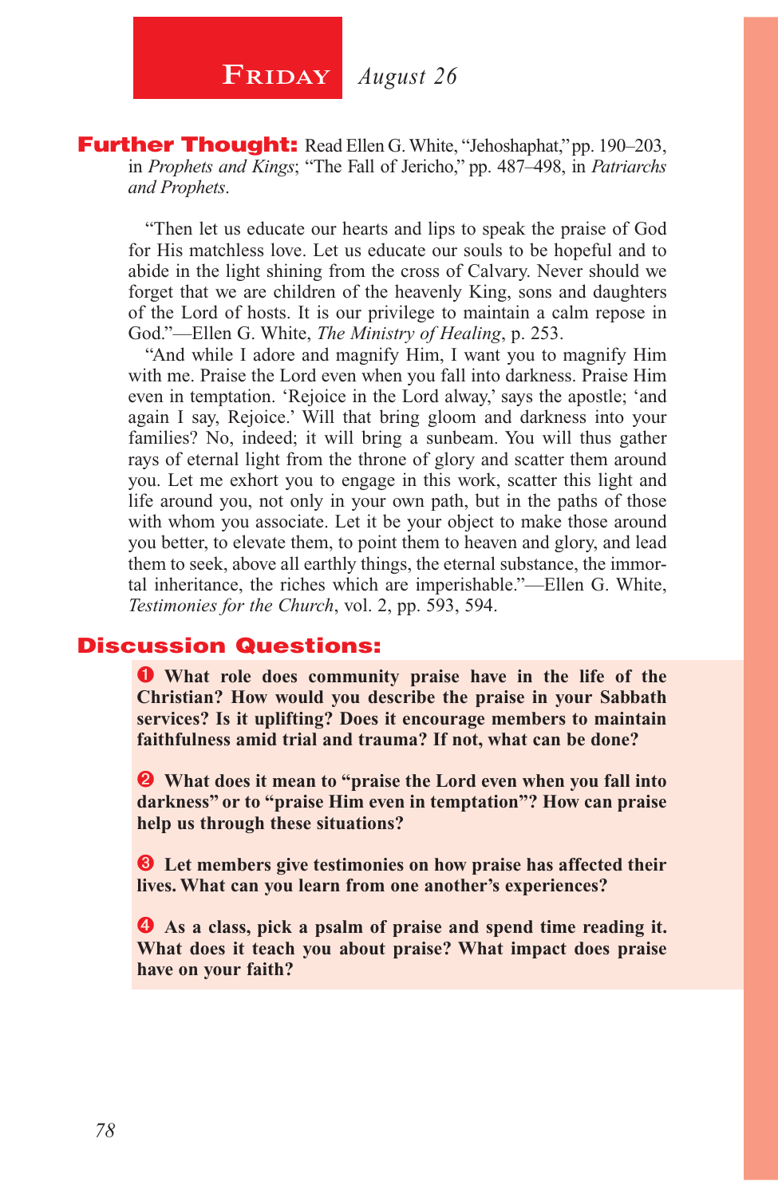## Friday *August 26*

**Further Thought:** Read Ellen G. White, "Jehoshaphat," pp. 190–203, in *Prophets and Kings*; "The Fall of Jericho," pp. 487–498, in *Patriarchs and Prophets*.

"Then let us educate our hearts and lips to speak the praise of God for His matchless love. Let us educate our souls to be hopeful and to abide in the light shining from the cross of Calvary. Never should we forget that we are children of the heavenly King, sons and daughters of the Lord of hosts. It is our privilege to maintain a calm repose in God."—Ellen G. White, *The Ministry of Healing*, p. 253.

"And while I adore and magnify Him, I want you to magnify Him with me. Praise the Lord even when you fall into darkness. Praise Him even in temptation. 'Rejoice in the Lord alway,' says the apostle; 'and again I say, Rejoice.' Will that bring gloom and darkness into your families? No, indeed; it will bring a sunbeam. You will thus gather rays of eternal light from the throne of glory and scatter them around you. Let me exhort you to engage in this work, scatter this light and life around you, not only in your own path, but in the paths of those with whom you associate. Let it be your object to make those around you better, to elevate them, to point them to heaven and glory, and lead them to seek, above all earthly things, the eternal substance, the immortal inheritance, the riches which are imperishable."—Ellen G. White, *Testimonies for the Church*, vol. 2, pp. 593, 594.

## Discussion Questions:

1. **What role does community praise have in the life of the Christian? How would you describe the praise in your Sabbath services? Is it uplifting? Does it encourage members to maintain faithfulness amid trial and trauma? If not, what can be done?**

2. **What does it mean to "praise the Lord even when you fall into darkness" or to "praise Him even in temptation"? How can praise help us through these situations?**

3. **Let members give testimonies on how praise has affected their lives. What can you learn from one another's experiences?**

4. **As a class, pick a psalm of praise and spend time reading it. What does it teach you about praise? What impact does praise have on your faith?**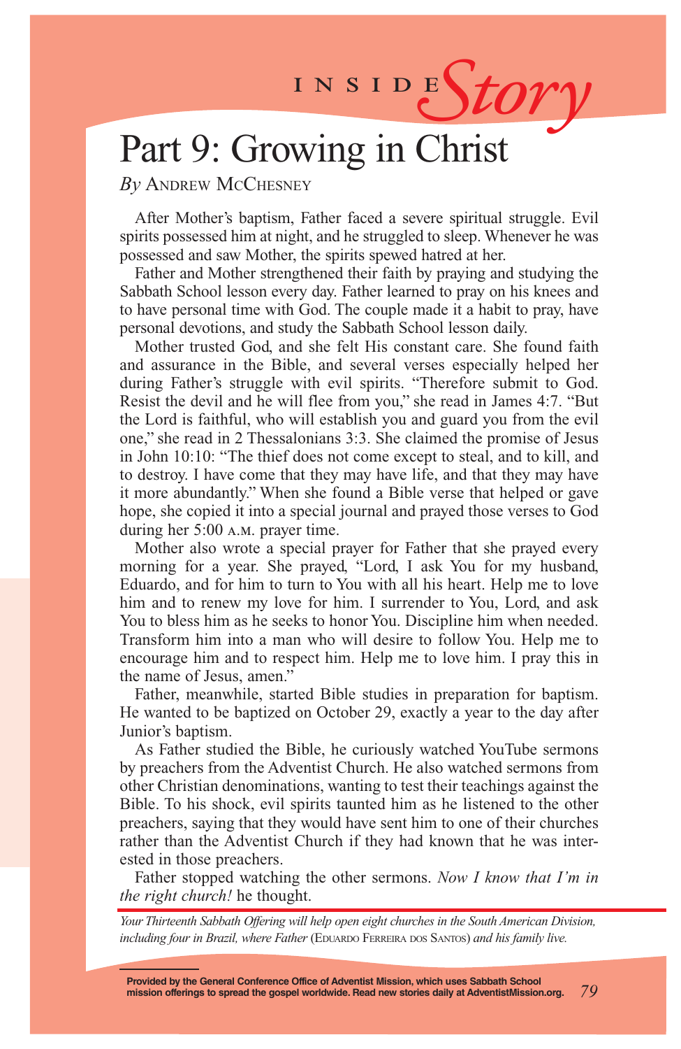INSIDE *Story*

# Part 9: Growing in Christ

*By* Andrew McChesney

After Mother's baptism, Father faced a severe spiritual struggle. Evil spirits possessed him at night, and he struggled to sleep. Whenever he was possessed and saw Mother, the spirits spewed hatred at her.

Father and Mother strengthened their faith by praying and studying the Sabbath School lesson every day. Father learned to pray on his knees and to have personal time with God. The couple made it a habit to pray, have personal devotions, and study the Sabbath School lesson daily.

Mother trusted God, and she felt His constant care. She found faith and assurance in the Bible, and several verses especially helped her during Father's struggle with evil spirits. "Therefore submit to God. Resist the devil and he will flee from you," she read in James 4:7. "But the Lord is faithful, who will establish you and guard you from the evil one," she read in 2 Thessalonians 3:3. She claimed the promise of Jesus in John 10:10: "The thief does not come except to steal, and to kill, and to destroy. I have come that they may have life, and that they may have it more abundantly." When she found a Bible verse that helped or gave hope, she copied it into a special journal and prayed those verses to God during her 5:00 A.M. prayer time.

Mother also wrote a special prayer for Father that she prayed every morning for a year. She prayed, "Lord, I ask You for my husband, Eduardo, and for him to turn to You with all his heart. Help me to love him and to renew my love for him. I surrender to You, Lord, and ask You to bless him as he seeks to honor You. Discipline him when needed. Transform him into a man who will desire to follow You. Help me to encourage him and to respect him. Help me to love him. I pray this in the name of Jesus, amen."

Father, meanwhile, started Bible studies in preparation for baptism. He wanted to be baptized on October 29, exactly a year to the day after Junior's baptism.

As Father studied the Bible, he curiously watched YouTube sermons by preachers from the Adventist Church. He also watched sermons from other Christian denominations, wanting to test their teachings against the Bible. To his shock, evil spirits taunted him as he listened to the other preachers, saying that they would have sent him to one of their churches rather than the Adventist Church if they had known that he was interested in those preachers.

Father stopped watching the other sermons. *Now I know that I'm in the right church!* he thought.

*Your Thirteenth Sabbath Offering will help open eight churches in the South American Division, including four in Brazil, where Father* (Eduardo Ferreira dos Santos) *and his family live.*

**Provided by the General Conference Office of Adventist Mission, which uses Sabbath School mission offerings to spread the gospel worldwide. Read new stories daily at AdventistMission.org.**